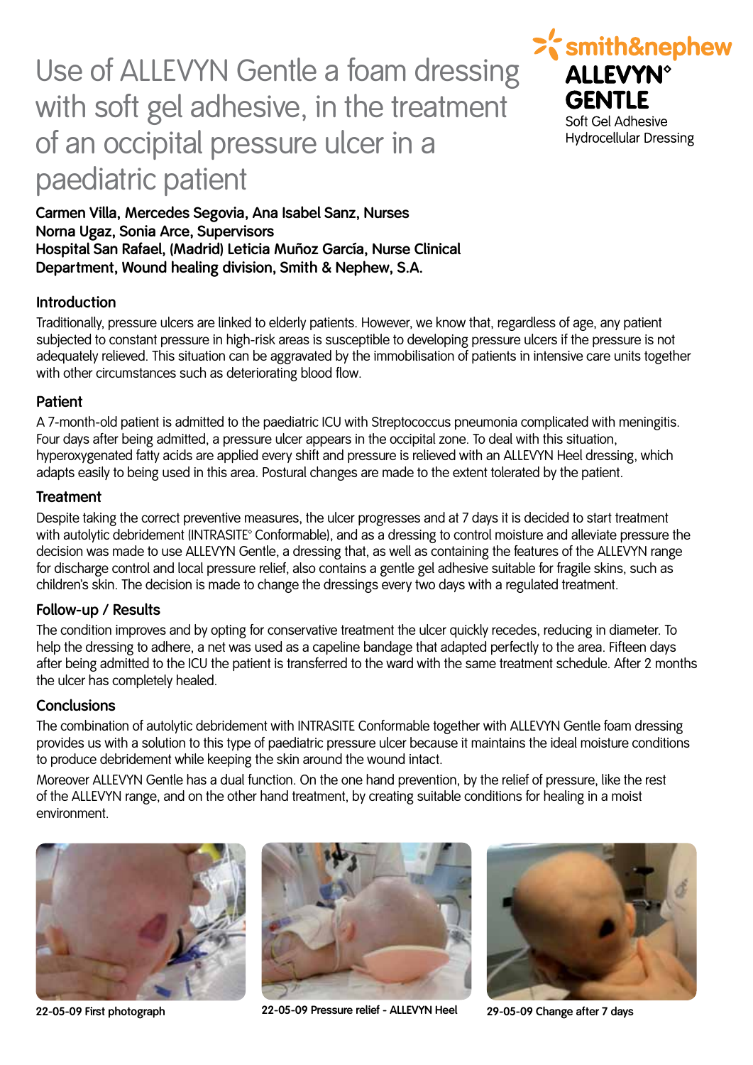# Use of ALLEVYN Gentle a foam dressing with soft gel adhesive, in the treatment of an occipital pressure ulcer in a paediatric patient

smith&nephew

**ALLEVYN° GENTLE**

Soft Gel Adhesive Hydrocellular Dressing

**Carmen Villa, Mercedes Segovia, Ana Isabel Sanz, Nurses**
**Norna Ugaz, Sonia Arce, Supervisors**
**Hospital San Rafael, (Madrid) Leticia Muñoz García, Nurse Clinical Department, Wound healing division, Smith & Nephew, S.A.**

## Introduction

Traditionally, pressure ulcers are linked to elderly patients. However, we know that, regardless of age, any patient subjected to constant pressure in high-risk areas is susceptible to developing pressure ulcers if the pressure is not adequately relieved. This situation can be aggravated by the immobilisation of patients in intensive care units together with other circumstances such as deteriorating blood flow.

## Patient

A 7-month-old patient is admitted to the paediatric ICU with Streptococcus pneumonia complicated with meningitis. Four days after being admitted, a pressure ulcer appears in the occipital zone. To deal with this situation, hyperoxygenated fatty acids are applied every shift and pressure is relieved with an ALLEVYN Heel dressing, which adapts easily to being used in this area. Postural changes are made to the extent tolerated by the patient.

## Treatment

Despite taking the correct preventive measures, the ulcer progresses and at 7 days it is decided to start treatment with autolytic debridement (INTRASITE° Conformable), and as a dressing to control moisture and alleviate pressure the decision was made to use ALLEVYN Gentle, a dressing that, as well as containing the features of the ALLEVYN range for discharge control and local pressure relief, also contains a gentle gel adhesive suitable for fragile skins, such as children's skin. The decision is made to change the dressings every two days with a regulated treatment.

## Follow-up / Results

The condition improves and by opting for conservative treatment the ulcer quickly recedes, reducing in diameter. To help the dressing to adhere, a net was used as a capeline bandage that adapted perfectly to the area. Fifteen days after being admitted to the ICU the patient is transferred to the ward with the same treatment schedule. After 2 months the ulcer has completely healed.

## Conclusions

The combination of autolytic debridement with INTRASITE Conformable together with ALLEVYN Gentle foam dressing provides us with a solution to this type of paediatric pressure ulcer because it maintains the ideal moisture conditions to produce debridement while keeping the skin around the wound intact.

Moreover ALLEVYN Gentle has a dual function. On the one hand prevention, by the relief of pressure, like the rest of the ALLEVYN range, and on the other hand treatment, by creating suitable conditions for healing in a moist environment.

**22-05-09 First photograph**

**22-05-09 Pressure relief - ALLEVYN Heel**

**29-05-09 Change after 7 days**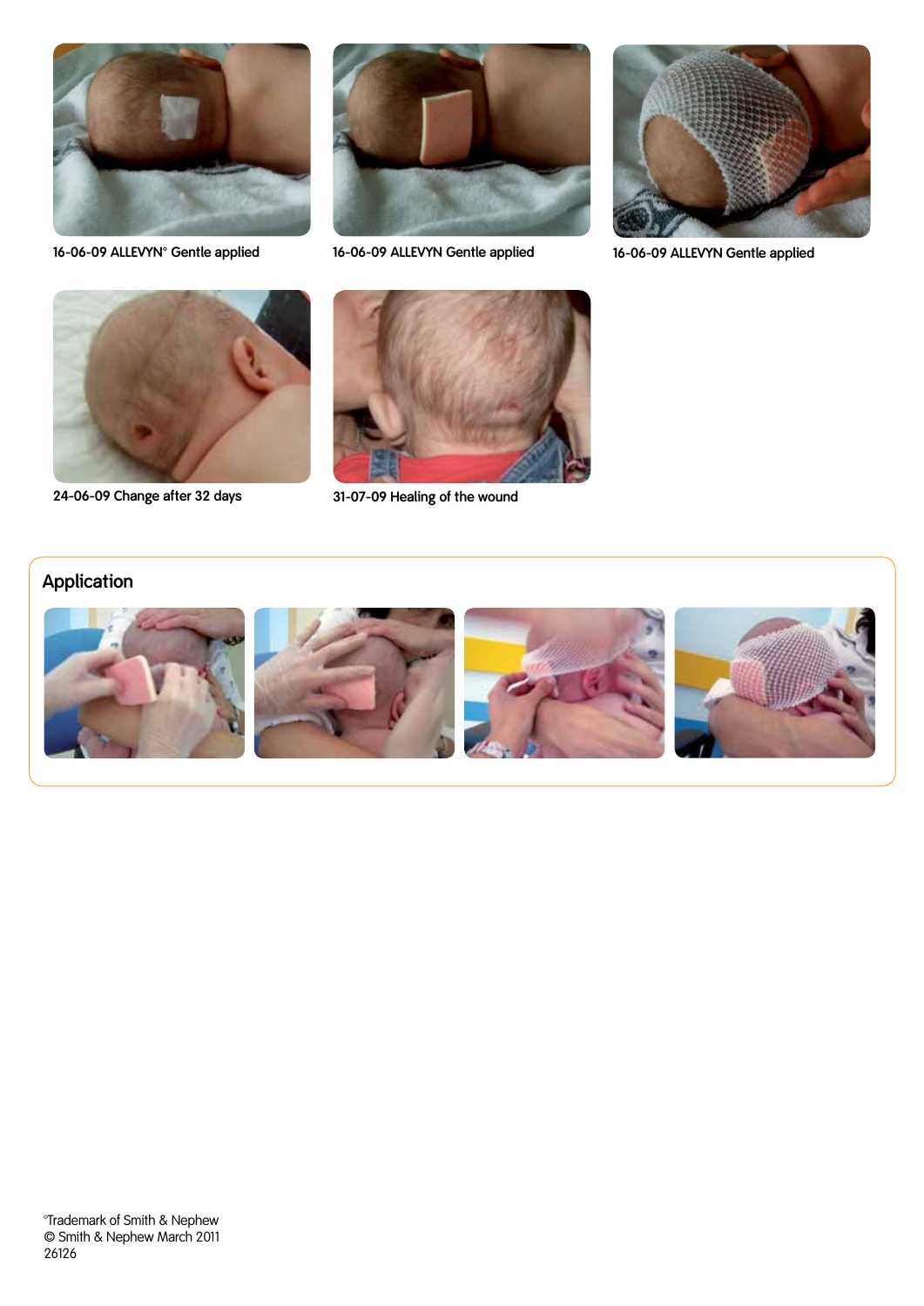16-06-09 ALLEVYN° Gentle applied

16-06-09 ALLEVYN Gentle applied

16-06-09 ALLEVYN Gentle applied

24-06-09 Change after 32 days

31-07-09 Healing of the wound

## Application

°Trademark of Smith & Nephew
© Smith & Nephew March 2011
26126